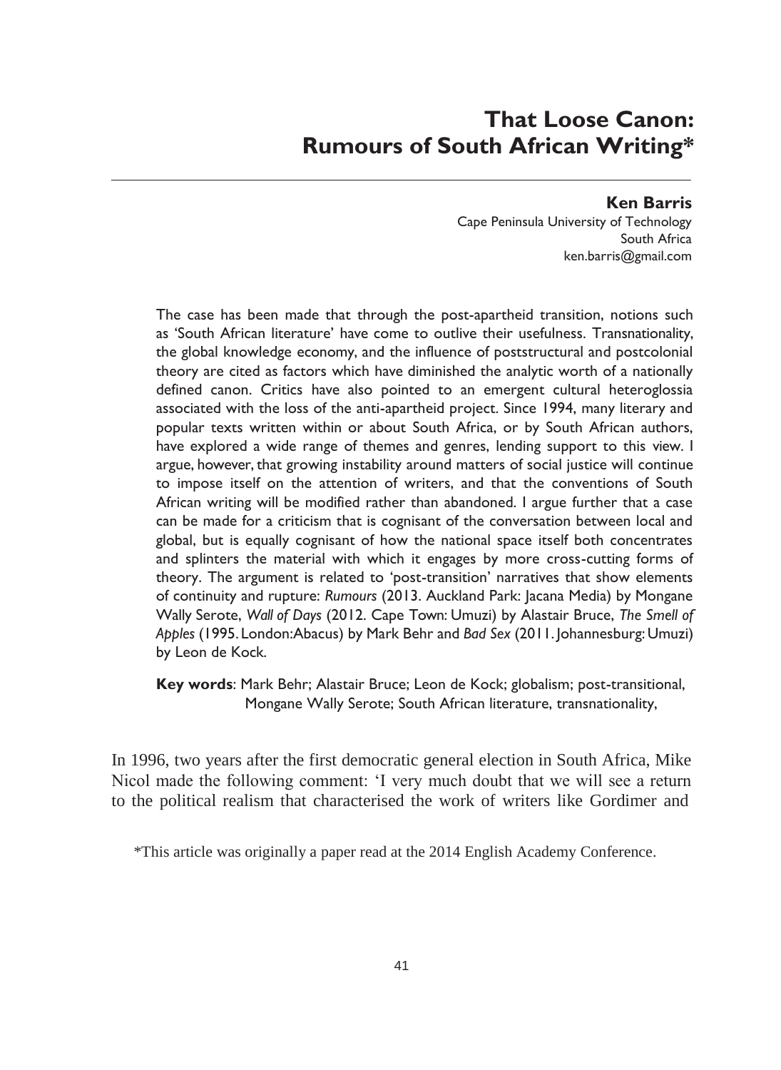# That Loose Canon: Rumours of South African Writing*

**Ken Barris**
Cape Peninsula University of Technology
South Africa
ken.barris@gmail.com

The case has been made that through the post-apartheid transition, notions such as 'South African literature' have come to outlive their usefulness. Transnationality, the global knowledge economy, and the influence of poststructural and postcolonial theory are cited as factors which have diminished the analytic worth of a nationally defined canon. Critics have also pointed to an emergent cultural heteroglossia associated with the loss of the anti-apartheid project. Since 1994, many literary and popular texts written within or about South Africa, or by South African authors, have explored a wide range of themes and genres, lending support to this view. I argue, however, that growing instability around matters of social justice will continue to impose itself on the attention of writers, and that the conventions of South African writing will be modified rather than abandoned. I argue further that a case can be made for a criticism that is cognisant of the conversation between local and global, but is equally cognisant of how the national space itself both concentrates and splinters the material with which it engages by more cross-cutting forms of theory. The argument is related to 'post-transition' narratives that show elements of continuity and rupture: *Rumours* (2013. Auckland Park: Jacana Media) by Mongane Wally Serote, *Wall of Days* (2012. Cape Town: Umuzi) by Alastair Bruce, *The Smell of Apples* (1995. London: Abacus) by Mark Behr and *Bad Sex* (2011. Johannesburg: Umuzi) by Leon de Kock.

**Key words**: Mark Behr; Alastair Bruce; Leon de Kock; globalism; post-transitional, Mongane Wally Serote; South African literature, transnationality,

In 1996, two years after the first democratic general election in South Africa, Mike Nicol made the following comment: 'I very much doubt that we will see a return to the political realism that characterised the work of writers like Gordimer and

*This article was originally a paper read at the 2014 English Academy Conference.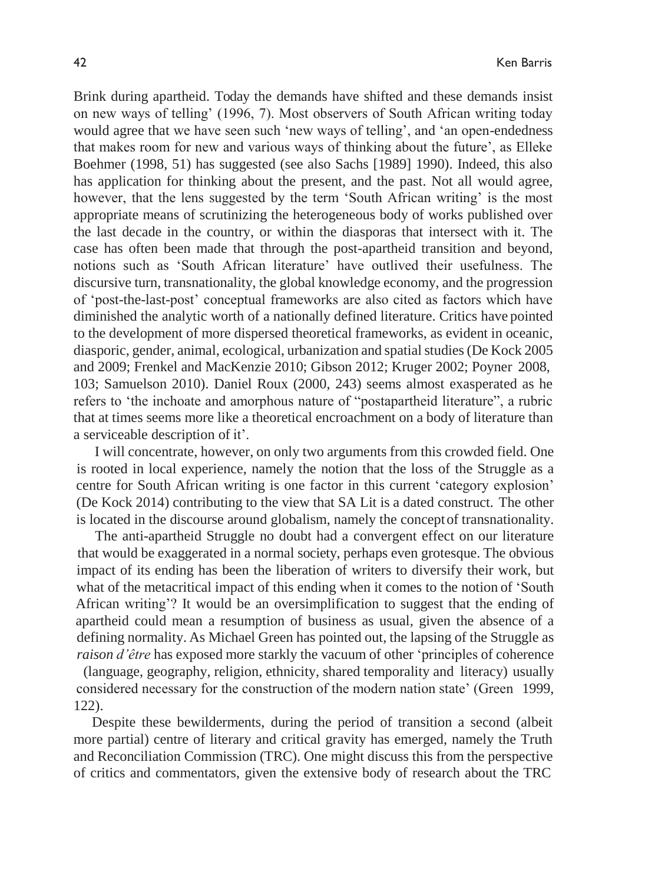Brink during apartheid. Today the demands have shifted and these demands insist on new ways of telling' (1996, 7). Most observers of South African writing today would agree that we have seen such 'new ways of telling', and 'an open-endedness that makes room for new and various ways of thinking about the future', as Elleke Boehmer (1998, 51) has suggested (see also Sachs [1989] 1990). Indeed, this also has application for thinking about the present, and the past. Not all would agree, however, that the lens suggested by the term 'South African writing' is the most appropriate means of scrutinizing the heterogeneous body of works published over the last decade in the country, or within the diasporas that intersect with it. The case has often been made that through the post-apartheid transition and beyond, notions such as 'South African literature' have outlived their usefulness. The discursive turn, transnationality, the global knowledge economy, and the progression of 'post-the-last-post' conceptual frameworks are also cited as factors which have diminished the analytic worth of a nationally defined literature. Critics have pointed to the development of more dispersed theoretical frameworks, as evident in oceanic, diasporic, gender, animal, ecological, urbanization and spatial studies (De Kock 2005 and 2009; Frenkel and MacKenzie 2010; Gibson 2012; Kruger 2002; Poyner 2008, 103; Samuelson 2010). Daniel Roux (2000, 243) seems almost exasperated as he refers to 'the inchoate and amorphous nature of "postapartheid literature", a rubric that at times seems more like a theoretical encroachment on a body of literature than a serviceable description of it'.

I will concentrate, however, on only two arguments from this crowded field. One is rooted in local experience, namely the notion that the loss of the Struggle as a centre for South African writing is one factor in this current 'category explosion' (De Kock 2014) contributing to the view that SA Lit is a dated construct. The other is located in the discourse around globalism, namely the concept of transnationality.

The anti-apartheid Struggle no doubt had a convergent effect on our literature that would be exaggerated in a normal society, perhaps even grotesque. The obvious impact of its ending has been the liberation of writers to diversify their work, but what of the metacritical impact of this ending when it comes to the notion of 'South African writing'? It would be an oversimplification to suggest that the ending of apartheid could mean a resumption of business as usual, given the absence of a defining normality. As Michael Green has pointed out, the lapsing of the Struggle as *raison d'être* has exposed more starkly the vacuum of other 'principles of coherence (language, geography, religion, ethnicity, shared temporality and literacy) usually considered necessary for the construction of the modern nation state' (Green 1999, 122).

Despite these bewilderments, during the period of transition a second (albeit more partial) centre of literary and critical gravity has emerged, namely the Truth and Reconciliation Commission (TRC). One might discuss this from the perspective of critics and commentators, given the extensive body of research about the TRC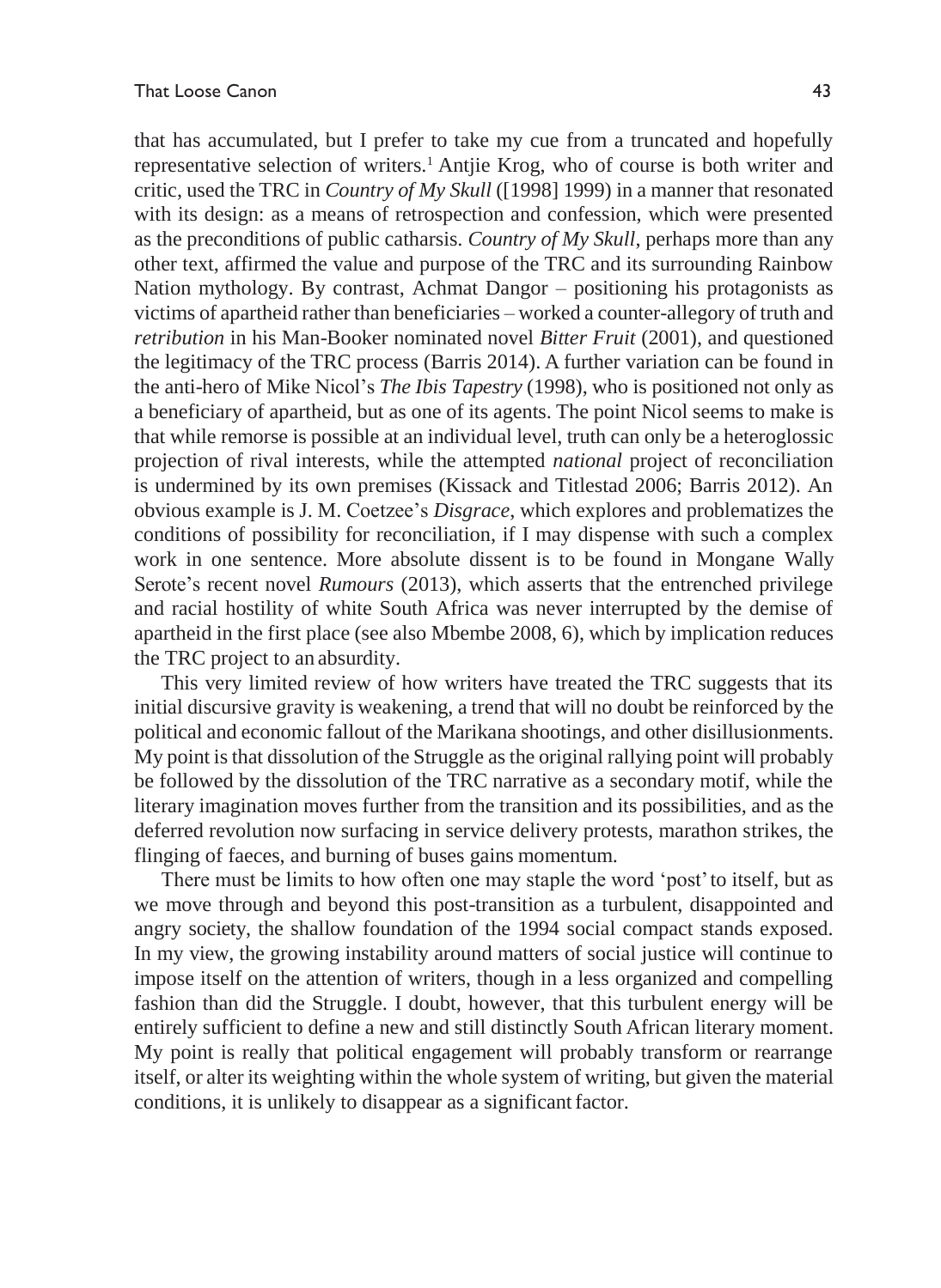that has accumulated, but I prefer to take my cue from a truncated and hopefully representative selection of writers.[1] Antjie Krog, who of course is both writer and critic, used the TRC in *Country of My Skull* ([1998] 1999) in a manner that resonated with its design: as a means of retrospection and confession, which were presented as the preconditions of public catharsis. *Country of My Skull*, perhaps more than any other text, affirmed the value and purpose of the TRC and its surrounding Rainbow Nation mythology. By contrast, Achmat Dangor – positioning his protagonists as victims of apartheid rather than beneficiaries – worked a counter-allegory of truth and *retribution* in his Man-Booker nominated novel *Bitter Fruit* (2001), and questioned the legitimacy of the TRC process (Barris 2014). A further variation can be found in the anti-hero of Mike Nicol's *The Ibis Tapestry* (1998), who is positioned not only as a beneficiary of apartheid, but as one of its agents. The point Nicol seems to make is that while remorse is possible at an individual level, truth can only be a heteroglossic projection of rival interests, while the attempted *national* project of reconciliation is undermined by its own premises (Kissack and Titlestad 2006; Barris 2012). An obvious example is J. M. Coetzee's *Disgrace*, which explores and problematizes the conditions of possibility for reconciliation, if I may dispense with such a complex work in one sentence. More absolute dissent is to be found in Mongane Wally Serote's recent novel *Rumours* (2013), which asserts that the entrenched privilege and racial hostility of white South Africa was never interrupted by the demise of apartheid in the first place (see also Mbembe 2008, 6), which by implication reduces the TRC project to an absurdity.

This very limited review of how writers have treated the TRC suggests that its initial discursive gravity is weakening, a trend that will no doubt be reinforced by the political and economic fallout of the Marikana shootings, and other disillusionments. My point is that dissolution of the Struggle as the original rallying point will probably be followed by the dissolution of the TRC narrative as a secondary motif, while the literary imagination moves further from the transition and its possibilities, and as the deferred revolution now surfacing in service delivery protests, marathon strikes, the flinging of faeces, and burning of buses gains momentum.

There must be limits to how often one may staple the word 'post' to itself, but as we move through and beyond this post-transition as a turbulent, disappointed and angry society, the shallow foundation of the 1994 social compact stands exposed. In my view, the growing instability around matters of social justice will continue to impose itself on the attention of writers, though in a less organized and compelling fashion than did the Struggle. I doubt, however, that this turbulent energy will be entirely sufficient to define a new and still distinctly South African literary moment. My point is really that political engagement will probably transform or rearrange itself, or alter its weighting within the whole system of writing, but given the material conditions, it is unlikely to disappear as a significant factor.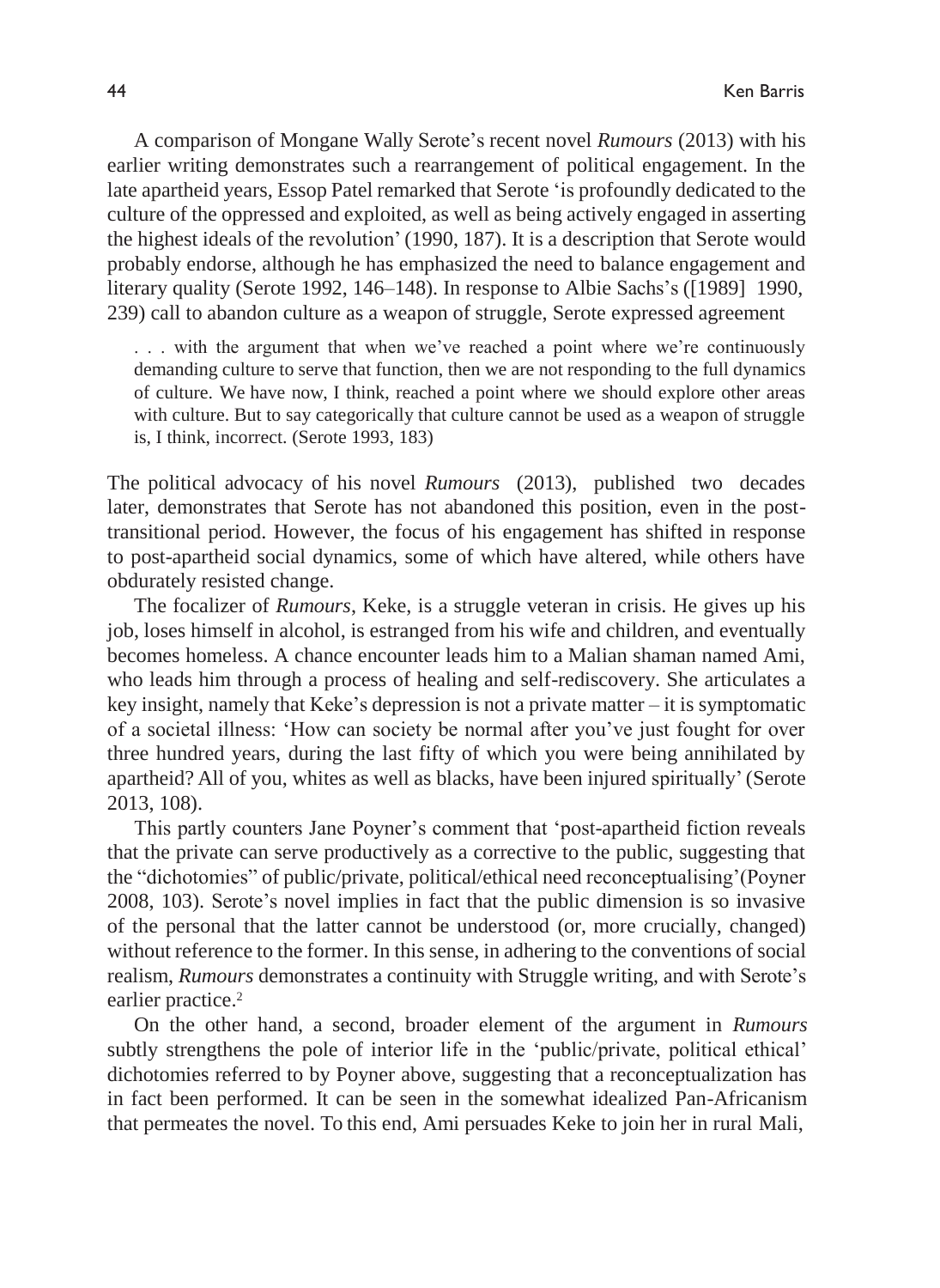A comparison of Mongane Wally Serote's recent novel *Rumours* (2013) with his earlier writing demonstrates such a rearrangement of political engagement. In the late apartheid years, Essop Patel remarked that Serote 'is profoundly dedicated to the culture of the oppressed and exploited, as well as being actively engaged in asserting the highest ideals of the revolution' (1990, 187). It is a description that Serote would probably endorse, although he has emphasized the need to balance engagement and literary quality (Serote 1992, 146–148). In response to Albie Sachs's ([1989] 1990, 239) call to abandon culture as a weapon of struggle, Serote expressed agreement

> . . . with the argument that when we've reached a point where we're continuously demanding culture to serve that function, then we are not responding to the full dynamics of culture. We have now, I think, reached a point where we should explore other areas with culture. But to say categorically that culture cannot be used as a weapon of struggle is, I think, incorrect. (Serote 1993, 183)

The political advocacy of his novel *Rumours* (2013), published two decades later, demonstrates that Serote has not abandoned this position, even in the post-transitional period. However, the focus of his engagement has shifted in response to post-apartheid social dynamics, some of which have altered, while others have obdurately resisted change.

The focalizer of *Rumours*, Keke, is a struggle veteran in crisis. He gives up his job, loses himself in alcohol, is estranged from his wife and children, and eventually becomes homeless. A chance encounter leads him to a Malian shaman named Ami, who leads him through a process of healing and self-rediscovery. She articulates a key insight, namely that Keke's depression is not a private matter – it is symptomatic of a societal illness: 'How can society be normal after you've just fought for over three hundred years, during the last fifty of which you were being annihilated by apartheid? All of you, whites as well as blacks, have been injured spiritually' (Serote 2013, 108).

This partly counters Jane Poyner's comment that 'post-apartheid fiction reveals that the private can serve productively as a corrective to the public, suggesting that the "dichotomies" of public/private, political/ethical need reconceptualising'(Poyner 2008, 103). Serote's novel implies in fact that the public dimension is so invasive of the personal that the latter cannot be understood (or, more crucially, changed) without reference to the former. In this sense, in adhering to the conventions of social realism, *Rumours* demonstrates a continuity with Struggle writing, and with Serote's earlier practice.[2]

On the other hand, a second, broader element of the argument in *Rumours* subtly strengthens the pole of interior life in the 'public/private, political ethical' dichotomies referred to by Poyner above, suggesting that a reconceptualization has in fact been performed. It can be seen in the somewhat idealized Pan-Africanism that permeates the novel. To this end, Ami persuades Keke to join her in rural Mali,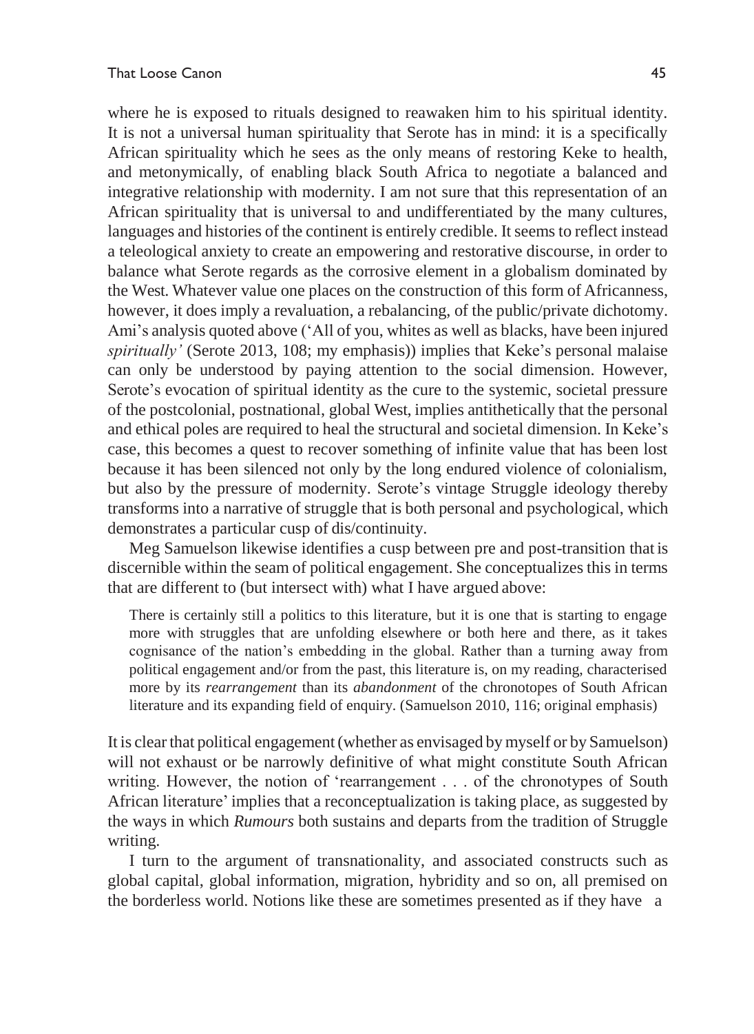where he is exposed to rituals designed to reawaken him to his spiritual identity. It is not a universal human spirituality that Serote has in mind: it is a specifically African spirituality which he sees as the only means of restoring Keke to health, and metonymically, of enabling black South Africa to negotiate a balanced and integrative relationship with modernity. I am not sure that this representation of an African spirituality that is universal to and undifferentiated by the many cultures, languages and histories of the continent is entirely credible. It seems to reflect instead a teleological anxiety to create an empowering and restorative discourse, in order to balance what Serote regards as the corrosive element in a globalism dominated by the West. Whatever value one places on the construction of this form of Africanness, however, it does imply a revaluation, a rebalancing, of the public/private dichotomy. Ami's analysis quoted above ('All of you, whites as well as blacks, have been injured *spiritually'* (Serote 2013, 108; my emphasis)) implies that Keke's personal malaise can only be understood by paying attention to the social dimension. However, Serote's evocation of spiritual identity as the cure to the systemic, societal pressure of the postcolonial, postnational, global West, implies antithetically that the personal and ethical poles are required to heal the structural and societal dimension. In Keke's case, this becomes a quest to recover something of infinite value that has been lost because it has been silenced not only by the long endured violence of colonialism, but also by the pressure of modernity. Serote's vintage Struggle ideology thereby transforms into a narrative of struggle that is both personal and psychological, which demonstrates a particular cusp of dis/continuity.

Meg Samuelson likewise identifies a cusp between pre and post-transition that is discernible within the seam of political engagement. She conceptualizes this in terms that are different to (but intersect with) what I have argued above:

> There is certainly still a politics to this literature, but it is one that is starting to engage more with struggles that are unfolding elsewhere or both here and there, as it takes cognisance of the nation's embedding in the global. Rather than a turning away from political engagement and/or from the past, this literature is, on my reading, characterised more by its *rearrangement* than its *abandonment* of the chronotopes of South African literature and its expanding field of enquiry. (Samuelson 2010, 116; original emphasis)

It is clear that political engagement (whether as envisaged by myself or by Samuelson) will not exhaust or be narrowly definitive of what might constitute South African writing. However, the notion of 'rearrangement . . . of the chronotypes of South African literature' implies that a reconceptualization is taking place, as suggested by the ways in which *Rumours* both sustains and departs from the tradition of Struggle writing.

I turn to the argument of transnationality, and associated constructs such as global capital, global information, migration, hybridity and so on, all premised on the borderless world. Notions like these are sometimes presented as if they have a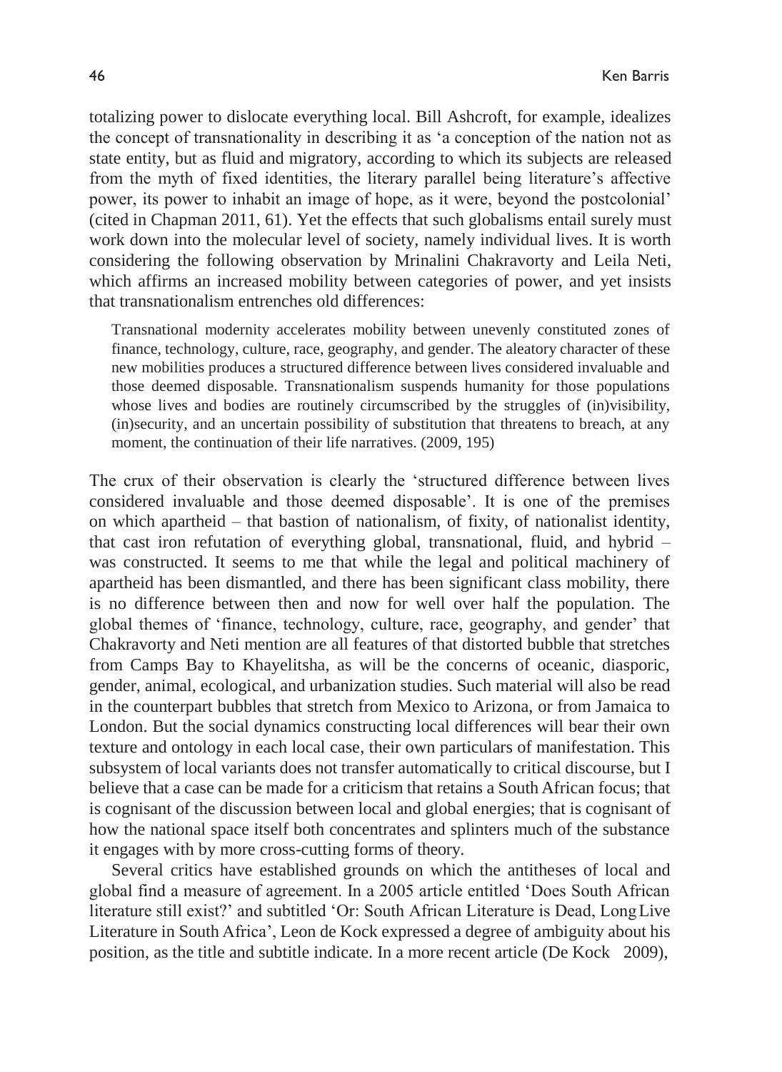totalizing power to dislocate everything local. Bill Ashcroft, for example, idealizes the concept of transnationality in describing it as 'a conception of the nation not as state entity, but as fluid and migratory, according to which its subjects are released from the myth of fixed identities, the literary parallel being literature's affective power, its power to inhabit an image of hope, as it were, beyond the postcolonial' (cited in Chapman 2011, 61). Yet the effects that such globalisms entail surely must work down into the molecular level of society, namely individual lives. It is worth considering the following observation by Mrinalini Chakravorty and Leila Neti, which affirms an increased mobility between categories of power, and yet insists that transnationalism entrenches old differences:

> Transnational modernity accelerates mobility between unevenly constituted zones of finance, technology, culture, race, geography, and gender. The aleatory character of these new mobilities produces a structured difference between lives considered invaluable and those deemed disposable. Transnationalism suspends humanity for those populations whose lives and bodies are routinely circumscribed by the struggles of (in)visibility, (in)security, and an uncertain possibility of substitution that threatens to breach, at any moment, the continuation of their life narratives. (2009, 195)

The crux of their observation is clearly the 'structured difference between lives considered invaluable and those deemed disposable'. It is one of the premises on which apartheid – that bastion of nationalism, of fixity, of nationalist identity, that cast iron refutation of everything global, transnational, fluid, and hybrid – was constructed. It seems to me that while the legal and political machinery of apartheid has been dismantled, and there has been significant class mobility, there is no difference between then and now for well over half the population. The global themes of 'finance, technology, culture, race, geography, and gender' that Chakravorty and Neti mention are all features of that distorted bubble that stretches from Camps Bay to Khayelitsha, as will be the concerns of oceanic, diasporic, gender, animal, ecological, and urbanization studies. Such material will also be read in the counterpart bubbles that stretch from Mexico to Arizona, or from Jamaica to London. But the social dynamics constructing local differences will bear their own texture and ontology in each local case, their own particulars of manifestation. This subsystem of local variants does not transfer automatically to critical discourse, but I believe that a case can be made for a criticism that retains a South African focus; that is cognisant of the discussion between local and global energies; that is cognisant of how the national space itself both concentrates and splinters much of the substance it engages with by more cross-cutting forms of theory.

Several critics have established grounds on which the antitheses of local and global find a measure of agreement. In a 2005 article entitled 'Does South African literature still exist?' and subtitled 'Or: South African Literature is Dead, Long Live Literature in South Africa', Leon de Kock expressed a degree of ambiguity about his position, as the title and subtitle indicate. In a more recent article (De Kock 2009),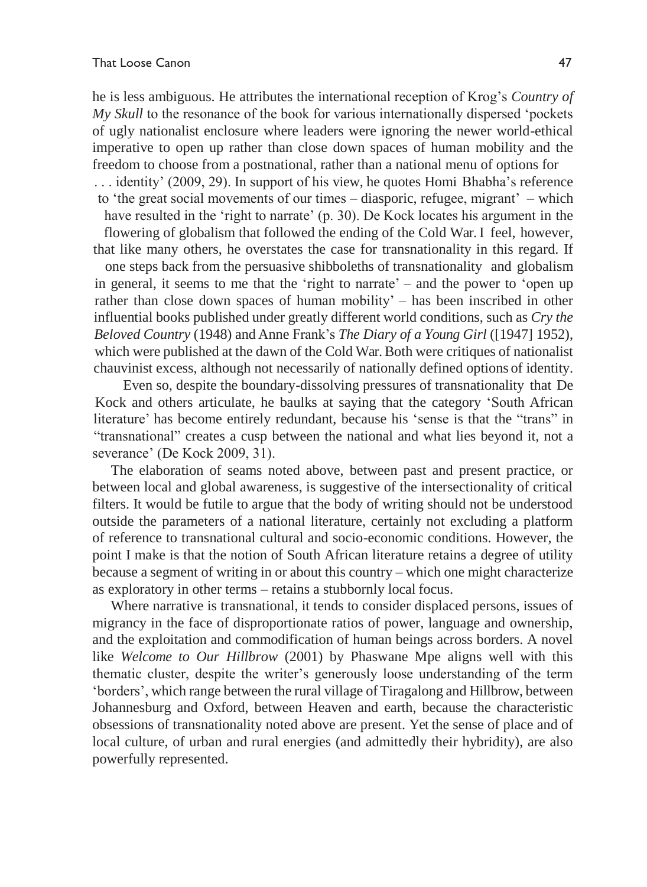he is less ambiguous. He attributes the international reception of Krog's *Country of My Skull* to the resonance of the book for various internationally dispersed 'pockets of ugly nationalist enclosure where leaders were ignoring the newer world-ethical imperative to open up rather than close down spaces of human mobility and the freedom to choose from a postnational, rather than a national menu of options for . . . identity' (2009, 29). In support of his view, he quotes Homi Bhabha's reference to 'the great social movements of our times – diasporic, refugee, migrant' – which have resulted in the 'right to narrate' (p. 30). De Kock locates his argument in the flowering of globalism that followed the ending of the Cold War. I feel, however, that like many others, he overstates the case for transnationality in this regard. If one steps back from the persuasive shibboleths of transnationality and globalism in general, it seems to me that the 'right to narrate' – and the power to 'open up rather than close down spaces of human mobility' – has been inscribed in other influential books published under greatly different world conditions, such as *Cry the Beloved Country* (1948) and Anne Frank's *The Diary of a Young Girl* ([1947] 1952), which were published at the dawn of the Cold War. Both were critiques of nationalist chauvinist excess, although not necessarily of nationally defined options of identity.

Even so, despite the boundary-dissolving pressures of transnationality that De Kock and others articulate, he baulks at saying that the category 'South African literature' has become entirely redundant, because his 'sense is that the "trans" in "transnational" creates a cusp between the national and what lies beyond it, not a severance' (De Kock 2009, 31).

The elaboration of seams noted above, between past and present practice, or between local and global awareness, is suggestive of the intersectionality of critical filters. It would be futile to argue that the body of writing should not be understood outside the parameters of a national literature, certainly not excluding a platform of reference to transnational cultural and socio-economic conditions. However, the point I make is that the notion of South African literature retains a degree of utility because a segment of writing in or about this country – which one might characterize as exploratory in other terms – retains a stubbornly local focus.

Where narrative is transnational, it tends to consider displaced persons, issues of migrancy in the face of disproportionate ratios of power, language and ownership, and the exploitation and commodification of human beings across borders. A novel like *Welcome to Our Hillbrow* (2001) by Phaswane Mpe aligns well with this thematic cluster, despite the writer's generously loose understanding of the term 'borders', which range between the rural village of Tiragalong and Hillbrow, between Johannesburg and Oxford, between Heaven and earth, because the characteristic obsessions of transnationality noted above are present. Yet the sense of place and of local culture, of urban and rural energies (and admittedly their hybridity), are also powerfully represented.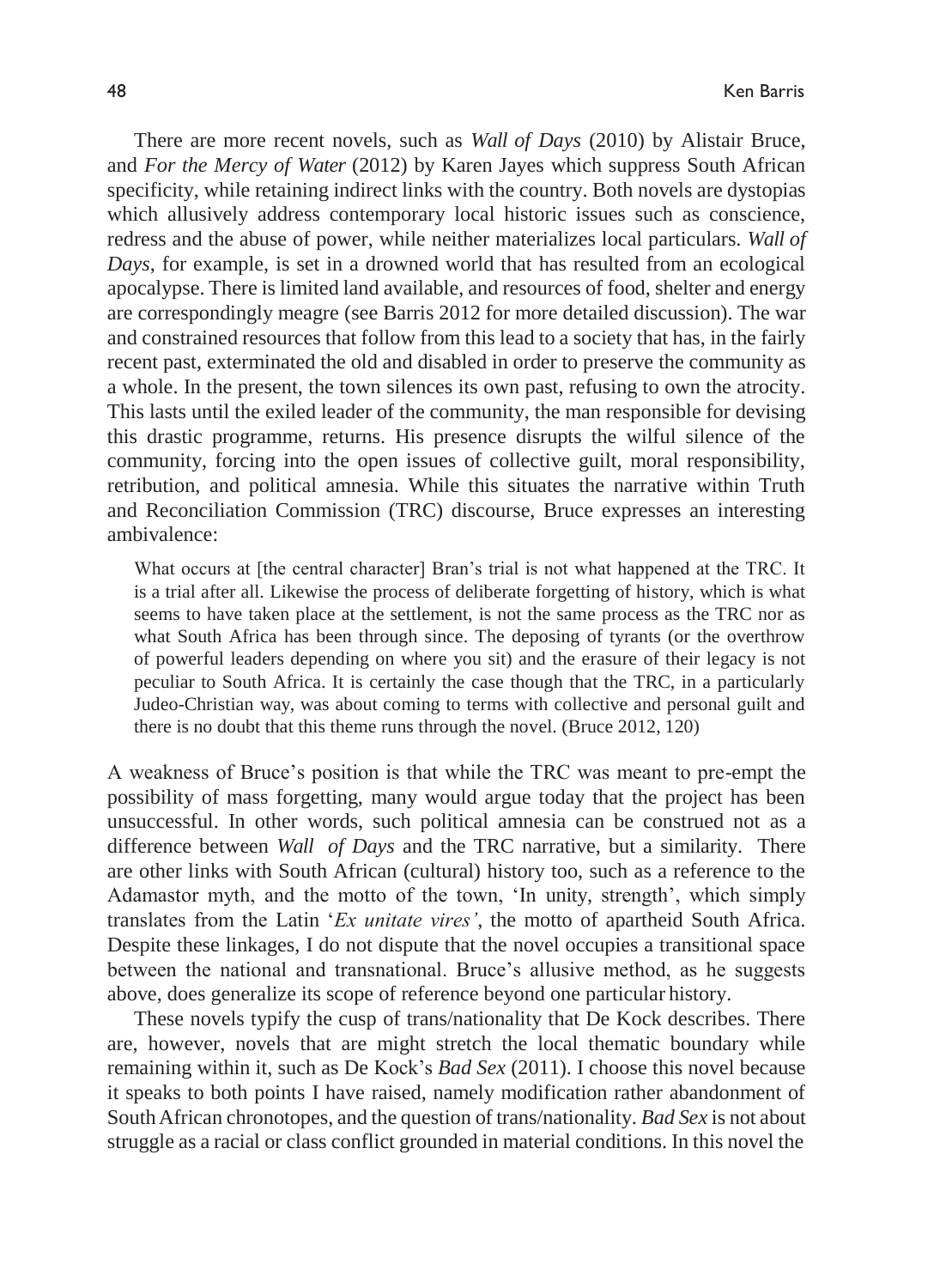There are more recent novels, such as *Wall of Days* (2010) by Alistair Bruce, and *For the Mercy of Water* (2012) by Karen Jayes which suppress South African specificity, while retaining indirect links with the country. Both novels are dystopias which allusively address contemporary local historic issues such as conscience, redress and the abuse of power, while neither materializes local particulars. *Wall of Days*, for example, is set in a drowned world that has resulted from an ecological apocalypse. There is limited land available, and resources of food, shelter and energy are correspondingly meagre (see Barris 2012 for more detailed discussion). The war and constrained resources that follow from this lead to a society that has, in the fairly recent past, exterminated the old and disabled in order to preserve the community as a whole. In the present, the town silences its own past, refusing to own the atrocity. This lasts until the exiled leader of the community, the man responsible for devising this drastic programme, returns. His presence disrupts the wilful silence of the community, forcing into the open issues of collective guilt, moral responsibility, retribution, and political amnesia. While this situates the narrative within Truth and Reconciliation Commission (TRC) discourse, Bruce expresses an interesting ambivalence:

> What occurs at [the central character] Bran's trial is not what happened at the TRC. It is a trial after all. Likewise the process of deliberate forgetting of history, which is what seems to have taken place at the settlement, is not the same process as the TRC nor as what South Africa has been through since. The deposing of tyrants (or the overthrow of powerful leaders depending on where you sit) and the erasure of their legacy is not peculiar to South Africa. It is certainly the case though that the TRC, in a particularly Judeo-Christian way, was about coming to terms with collective and personal guilt and there is no doubt that this theme runs through the novel. (Bruce 2012, 120)

A weakness of Bruce's position is that while the TRC was meant to pre-empt the possibility of mass forgetting, many would argue today that the project has been unsuccessful. In other words, such political amnesia can be construed not as a difference between *Wall of Days* and the TRC narrative, but a similarity. There are other links with South African (cultural) history too, such as a reference to the Adamastor myth, and the motto of the town, 'In unity, strength', which simply translates from the Latin '*Ex unitate vires'*, the motto of apartheid South Africa. Despite these linkages, I do not dispute that the novel occupies a transitional space between the national and transnational. Bruce's allusive method, as he suggests above, does generalize its scope of reference beyond one particular history.

These novels typify the cusp of trans/nationality that De Kock describes. There are, however, novels that are might stretch the local thematic boundary while remaining within it, such as De Kock's *Bad Sex* (2011). I choose this novel because it speaks to both points I have raised, namely modification rather abandonment of South African chronotopes, and the question of trans/nationality. *Bad Sex* is not about struggle as a racial or class conflict grounded in material conditions. In this novel the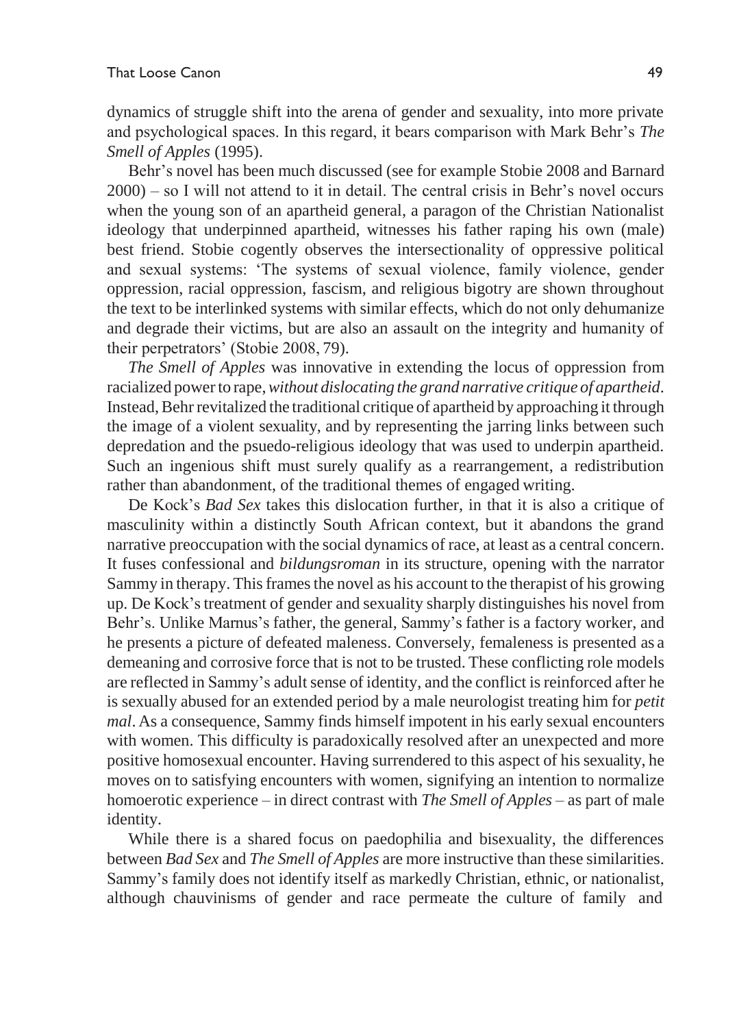dynamics of struggle shift into the arena of gender and sexuality, into more private and psychological spaces. In this regard, it bears comparison with Mark Behr's *The Smell of Apples* (1995).

Behr's novel has been much discussed (see for example Stobie 2008 and Barnard 2000) – so I will not attend to it in detail. The central crisis in Behr's novel occurs when the young son of an apartheid general, a paragon of the Christian Nationalist ideology that underpinned apartheid, witnesses his father raping his own (male) best friend. Stobie cogently observes the intersectionality of oppressive political and sexual systems: 'The systems of sexual violence, family violence, gender oppression, racial oppression, fascism, and religious bigotry are shown throughout the text to be interlinked systems with similar effects, which do not only dehumanize and degrade their victims, but are also an assault on the integrity and humanity of their perpetrators' (Stobie 2008, 79).

*The Smell of Apples* was innovative in extending the locus of oppression from racialized power to rape, *without dislocating the grand narrative critique of apartheid*. Instead, Behr revitalized the traditional critique of apartheid by approaching it through the image of a violent sexuality, and by representing the jarring links between such depredation and the psuedo-religious ideology that was used to underpin apartheid. Such an ingenious shift must surely qualify as a rearrangement, a redistribution rather than abandonment, of the traditional themes of engaged writing.

De Kock's *Bad Sex* takes this dislocation further, in that it is also a critique of masculinity within a distinctly South African context, but it abandons the grand narrative preoccupation with the social dynamics of race, at least as a central concern. It fuses confessional and *bildungsroman* in its structure, opening with the narrator Sammy in therapy. This frames the novel as his account to the therapist of his growing up. De Kock's treatment of gender and sexuality sharply distinguishes his novel from Behr's. Unlike Marnus's father, the general, Sammy's father is a factory worker, and he presents a picture of defeated maleness. Conversely, femaleness is presented as a demeaning and corrosive force that is not to be trusted. These conflicting role models are reflected in Sammy's adult sense of identity, and the conflict is reinforced after he is sexually abused for an extended period by a male neurologist treating him for *petit mal*. As a consequence, Sammy finds himself impotent in his early sexual encounters with women. This difficulty is paradoxically resolved after an unexpected and more positive homosexual encounter. Having surrendered to this aspect of his sexuality, he moves on to satisfying encounters with women, signifying an intention to normalize homoerotic experience – in direct contrast with *The Smell of Apples* – as part of male identity.

While there is a shared focus on paedophilia and bisexuality, the differences between *Bad Sex* and *The Smell of Apples* are more instructive than these similarities. Sammy's family does not identify itself as markedly Christian, ethnic, or nationalist, although chauvinisms of gender and race permeate the culture of family and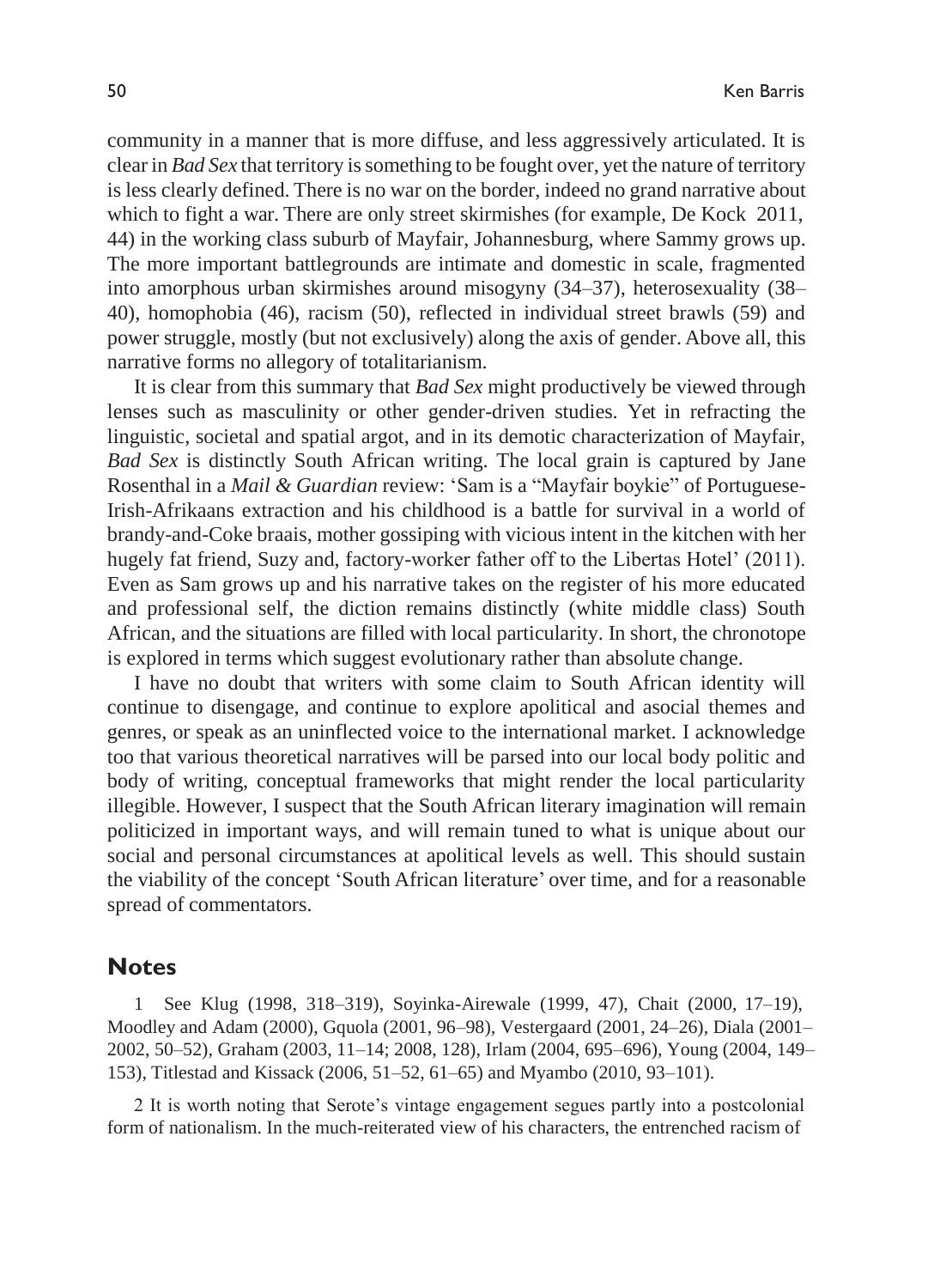community in a manner that is more diffuse, and less aggressively articulated. It is clear in *Bad Sex* that territory is something to be fought over, yet the nature of territory is less clearly defined. There is no war on the border, indeed no grand narrative about which to fight a war. There are only street skirmishes (for example, De Kock 2011, 44) in the working class suburb of Mayfair, Johannesburg, where Sammy grows up. The more important battlegrounds are intimate and domestic in scale, fragmented into amorphous urban skirmishes around misogyny (34–37), heterosexuality (38–40), homophobia (46), racism (50), reflected in individual street brawls (59) and power struggle, mostly (but not exclusively) along the axis of gender. Above all, this narrative forms no allegory of totalitarianism.

It is clear from this summary that *Bad Sex* might productively be viewed through lenses such as masculinity or other gender-driven studies. Yet in refracting the linguistic, societal and spatial argot, and in its demotic characterization of Mayfair, *Bad Sex* is distinctly South African writing. The local grain is captured by Jane Rosenthal in a *Mail & Guardian* review: 'Sam is a "Mayfair boykie" of Portuguese-Irish-Afrikaans extraction and his childhood is a battle for survival in a world of brandy-and-Coke braais, mother gossiping with vicious intent in the kitchen with her hugely fat friend, Suzy and, factory-worker father off to the Libertas Hotel' (2011). Even as Sam grows up and his narrative takes on the register of his more educated and professional self, the diction remains distinctly (white middle class) South African, and the situations are filled with local particularity. In short, the chronotope is explored in terms which suggest evolutionary rather than absolute change.

I have no doubt that writers with some claim to South African identity will continue to disengage, and continue to explore apolitical and asocial themes and genres, or speak as an uninflected voice to the international market. I acknowledge too that various theoretical narratives will be parsed into our local body politic and body of writing, conceptual frameworks that might render the local particularity illegible. However, I suspect that the South African literary imagination will remain politicized in important ways, and will remain tuned to what is unique about our social and personal circumstances at apolitical levels as well. This should sustain the viability of the concept 'South African literature' over time, and for a reasonable spread of commentators.

## Notes

1 See Klug (1998, 318–319), Soyinka-Airewale (1999, 47), Chait (2000, 17–19), Moodley and Adam (2000), Gquola (2001, 96–98), Vestergaard (2001, 24–26), Diala (2001–2002, 50–52), Graham (2003, 11–14; 2008, 128), Irlam (2004, 695–696), Young (2004, 149–153), Titlestad and Kissack (2006, 51–52, 61–65) and Myambo (2010, 93–101).

2 It is worth noting that Serote's vintage engagement segues partly into a postcolonial form of nationalism. In the much-reiterated view of his characters, the entrenched racism of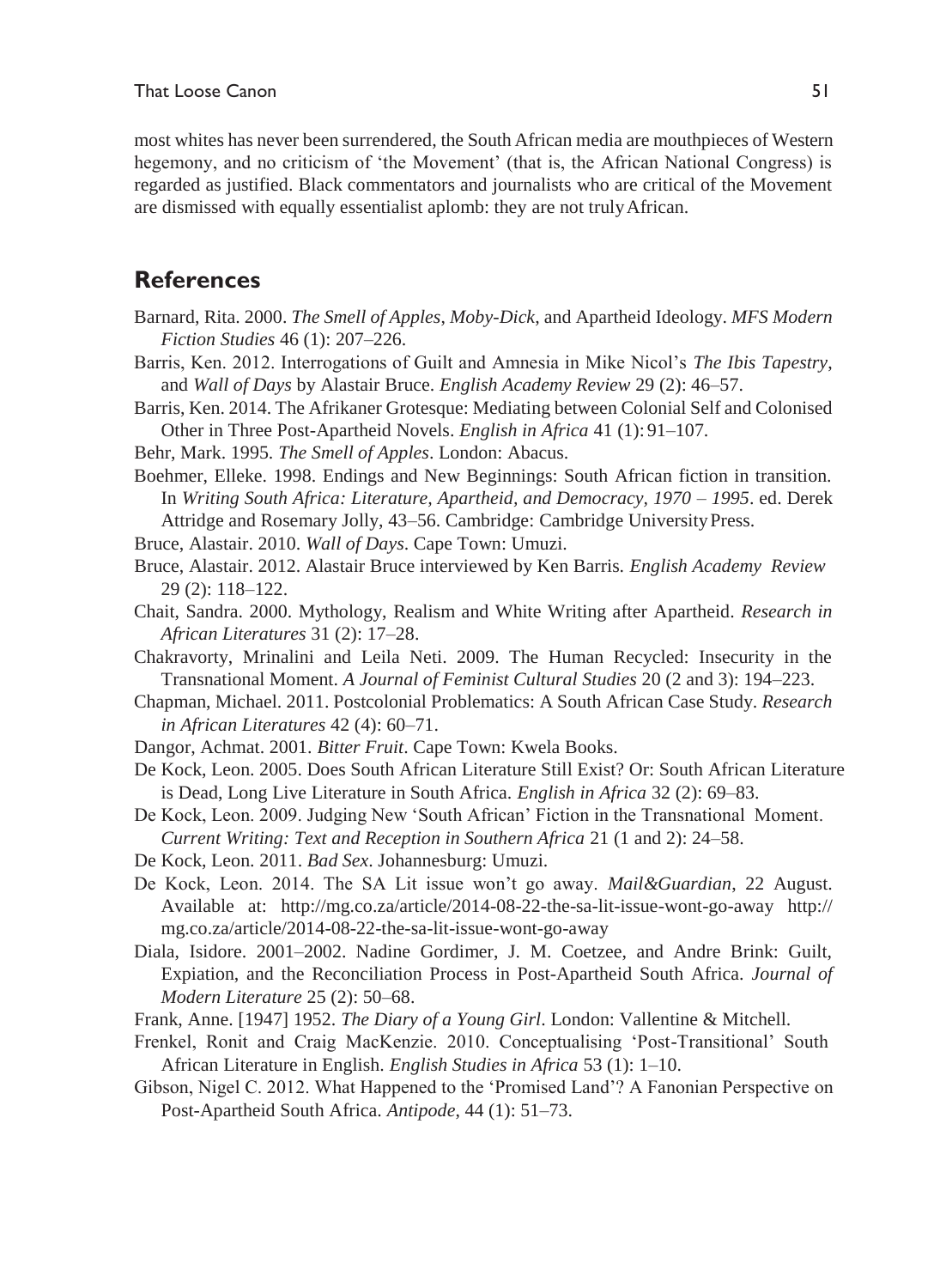most whites has never been surrendered, the South African media are mouthpieces of Western hegemony, and no criticism of 'the Movement' (that is, the African National Congress) is regarded as justified. Black commentators and journalists who are critical of the Movement are dismissed with equally essentialist aplomb: they are not truly African.

## References

Barnard, Rita. 2000. *The Smell of Apples*, *Moby-Dick*, and Apartheid Ideology. *MFS Modern Fiction Studies* 46 (1): 207–226.

Barris, Ken. 2012. Interrogations of Guilt and Amnesia in Mike Nicol's *The Ibis Tapestry*, and *Wall of Days* by Alastair Bruce. *English Academy Review* 29 (2): 46–57.

Barris, Ken. 2014. The Afrikaner Grotesque: Mediating between Colonial Self and Colonised Other in Three Post-Apartheid Novels. *English in Africa* 41 (1): 91–107.

Behr, Mark. 1995. *The Smell of Apples*. London: Abacus.

Boehmer, Elleke. 1998. Endings and New Beginnings: South African fiction in transition. In *Writing South Africa: Literature, Apartheid, and Democracy, 1970 – 1995*. ed. Derek Attridge and Rosemary Jolly, 43–56. Cambridge: Cambridge University Press.

Bruce, Alastair. 2010. *Wall of Days*. Cape Town: Umuzi.

Bruce, Alastair. 2012. Alastair Bruce interviewed by Ken Barris. *English Academy Review* 29 (2): 118–122.

Chait, Sandra. 2000. Mythology, Realism and White Writing after Apartheid. *Research in African Literatures* 31 (2): 17–28.

Chakravorty, Mrinalini and Leila Neti. 2009. The Human Recycled: Insecurity in the Transnational Moment. *A Journal of Feminist Cultural Studies* 20 (2 and 3): 194–223.

Chapman, Michael. 2011. Postcolonial Problematics: A South African Case Study. *Research in African Literatures* 42 (4): 60–71.

Dangor, Achmat. 2001. *Bitter Fruit*. Cape Town: Kwela Books.

De Kock, Leon. 2005. Does South African Literature Still Exist? Or: South African Literature is Dead, Long Live Literature in South Africa. *English in Africa* 32 (2): 69–83.

De Kock, Leon. 2009. Judging New 'South African' Fiction in the Transnational Moment. *Current Writing: Text and Reception in Southern Africa* 21 (1 and 2): 24–58.

De Kock, Leon. 2011. *Bad Sex*. Johannesburg: Umuzi.

De Kock, Leon. 2014. The SA Lit issue won't go away. *Mail&Guardian*, 22 August. Available at: http://mg.co.za/article/2014-08-22-the-sa-lit-issue-wont-go-away http://mg.co.za/article/2014-08-22-the-sa-lit-issue-wont-go-away

Diala, Isidore. 2001–2002. Nadine Gordimer, J. M. Coetzee, and Andre Brink: Guilt, Expiation, and the Reconciliation Process in Post-Apartheid South Africa. *Journal of Modern Literature* 25 (2): 50–68.

Frank, Anne. [1947] 1952. *The Diary of a Young Girl*. London: Vallentine & Mitchell.

Frenkel, Ronit and Craig MacKenzie. 2010. Conceptualising 'Post-Transitional' South African Literature in English. *English Studies in Africa* 53 (1): 1–10.

Gibson, Nigel C. 2012. What Happened to the 'Promised Land'? A Fanonian Perspective on Post-Apartheid South Africa. *Antipode*, 44 (1): 51–73.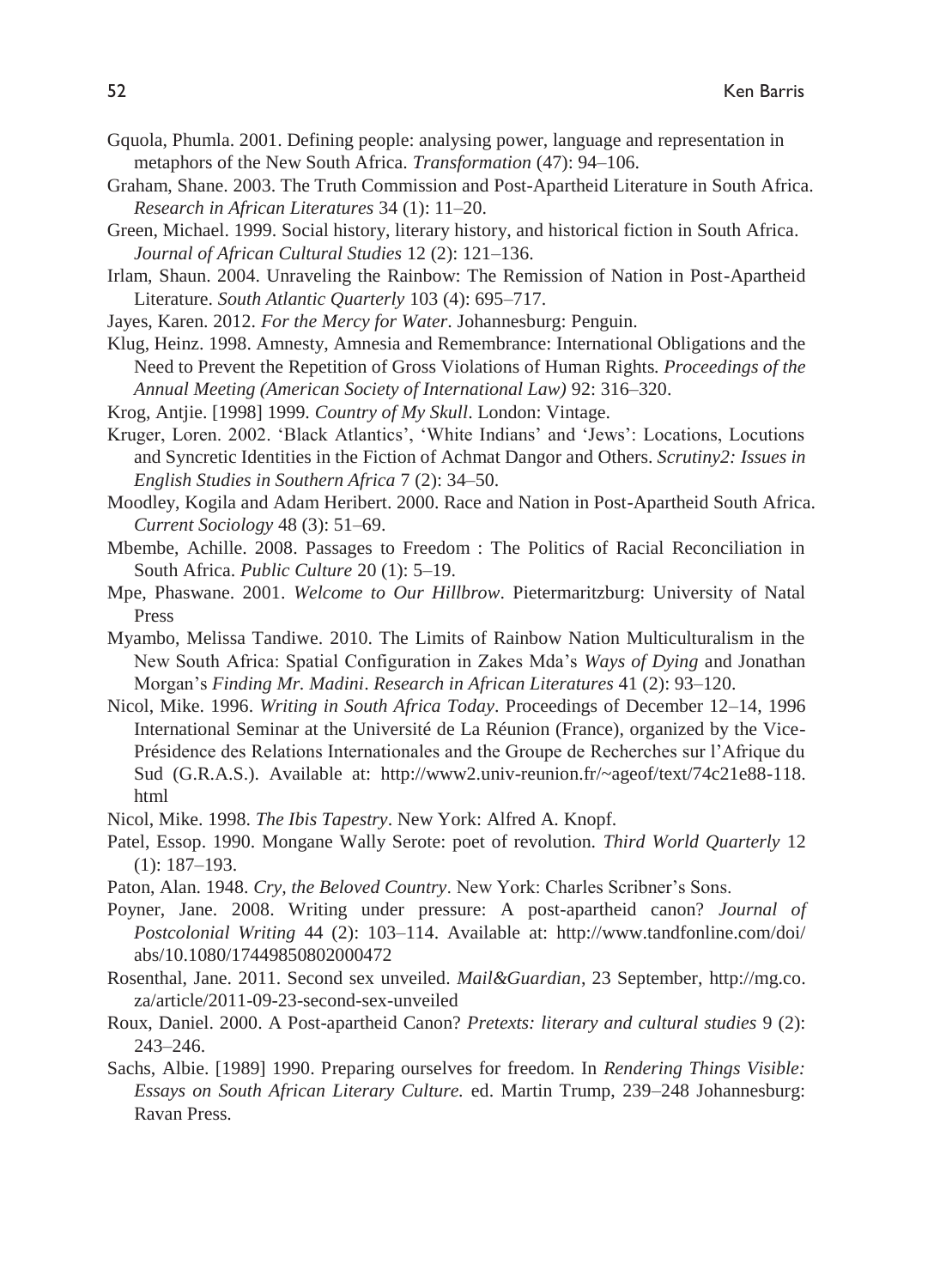Gquola, Phumla. 2001. Defining people: analysing power, language and representation in metaphors of the New South Africa. *Transformation* (47): 94–106.

Graham, Shane. 2003. The Truth Commission and Post-Apartheid Literature in South Africa. *Research in African Literatures* 34 (1): 11–20.

Green, Michael. 1999. Social history, literary history, and historical fiction in South Africa. *Journal of African Cultural Studies* 12 (2): 121–136.

Irlam, Shaun. 2004. Unraveling the Rainbow: The Remission of Nation in Post-Apartheid Literature. *South Atlantic Quarterly* 103 (4): 695–717.

Jayes, Karen. 2012. *For the Mercy for Water*. Johannesburg: Penguin.

Klug, Heinz. 1998. Amnesty, Amnesia and Remembrance: International Obligations and the Need to Prevent the Repetition of Gross Violations of Human Rights. *Proceedings of the Annual Meeting (American Society of International Law)* 92: 316–320.

Krog, Antjie. [1998] 1999. *Country of My Skull*. London: Vintage.

Kruger, Loren. 2002. 'Black Atlantics', 'White Indians' and 'Jews': Locations, Locutions and Syncretic Identities in the Fiction of Achmat Dangor and Others. *Scrutiny2: Issues in English Studies in Southern Africa* 7 (2): 34–50.

Moodley, Kogila and Adam Heribert. 2000. Race and Nation in Post-Apartheid South Africa. *Current Sociology* 48 (3): 51–69.

Mbembe, Achille. 2008. Passages to Freedom : The Politics of Racial Reconciliation in South Africa. *Public Culture* 20 (1): 5–19.

Mpe, Phaswane. 2001. *Welcome to Our Hillbrow*. Pietermaritzburg: University of Natal Press

Myambo, Melissa Tandiwe. 2010. The Limits of Rainbow Nation Multiculturalism in the New South Africa: Spatial Configuration in Zakes Mda's *Ways of Dying* and Jonathan Morgan's *Finding Mr. Madini*. *Research in African Literatures* 41 (2): 93–120.

Nicol, Mike. 1996. *Writing in South Africa Today*. Proceedings of December 12–14, 1996 International Seminar at the Université de La Réunion (France), organized by the Vice-Présidence des Relations Internationales and the Groupe de Recherches sur l'Afrique du Sud (G.R.A.S.). Available at: http://www2.univ-reunion.fr/~ageof/text/74c21e88-118.html

Nicol, Mike. 1998. *The Ibis Tapestry*. New York: Alfred A. Knopf.

Patel, Essop. 1990. Mongane Wally Serote: poet of revolution. *Third World Quarterly* 12 (1): 187–193.

Paton, Alan. 1948. *Cry, the Beloved Country*. New York: Charles Scribner's Sons.

Poyner, Jane. 2008. Writing under pressure: A post-apartheid canon? *Journal of Postcolonial Writing* 44 (2): 103–114. Available at: http://www.tandfonline.com/doi/abs/10.1080/17449850802000472

Rosenthal, Jane. 2011. Second sex unveiled. *Mail&Guardian*, 23 September, http://mg.co.za/article/2011-09-23-second-sex-unveiled

Roux, Daniel. 2000. A Post-apartheid Canon? *Pretexts: literary and cultural studies* 9 (2): 243–246.

Sachs, Albie. [1989] 1990. Preparing ourselves for freedom. In *Rendering Things Visible: Essays on South African Literary Culture.* ed. Martin Trump, 239–248 Johannesburg: Ravan Press.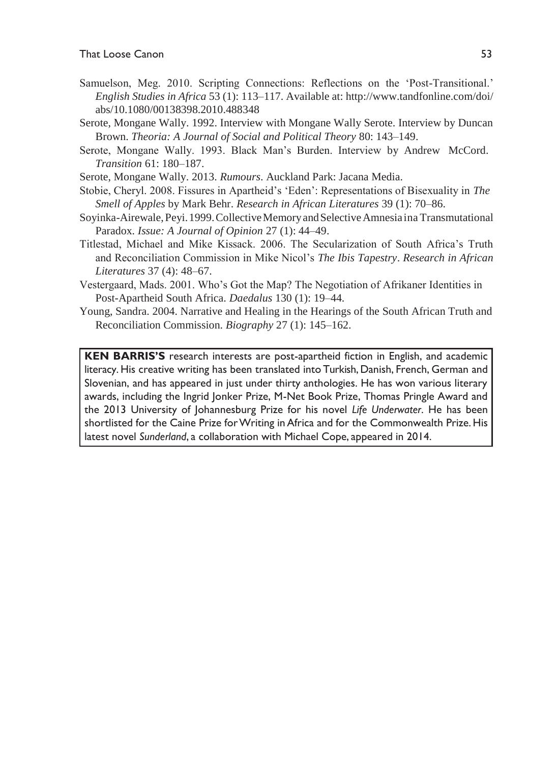Samuelson, Meg. 2010. Scripting Connections: Reflections on the 'Post-Transitional.' *English Studies in Africa* 53 (1): 113–117. Available at: http://www.tandfonline.com/doi/abs/10.1080/00138398.2010.488348

Serote, Mongane Wally. 1992. Interview with Mongane Wally Serote. Interview by Duncan Brown. *Theoria: A Journal of Social and Political Theory* 80: 143–149.

Serote, Mongane Wally. 1993. Black Man's Burden. Interview by Andrew McCord. *Transition* 61: 180–187.

Serote, Mongane Wally. 2013. *Rumours*. Auckland Park: Jacana Media.

Stobie, Cheryl. 2008. Fissures in Apartheid's 'Eden': Representations of Bisexuality in *The Smell of Apples* by Mark Behr. *Research in African Literatures* 39 (1): 70–86.

Soyinka-Airewale, Peyi. 1999. Collective Memory and Selective Amnesia in a Transmutational Paradox. *Issue: A Journal of Opinion* 27 (1): 44–49.

Titlestad, Michael and Mike Kissack. 2006. The Secularization of South Africa's Truth and Reconciliation Commission in Mike Nicol's *The Ibis Tapestry*. *Research in African Literatures* 37 (4): 48–67.

Vestergaard, Mads. 2001. Who's Got the Map? The Negotiation of Afrikaner Identities in Post-Apartheid South Africa. *Daedalus* 130 (1): 19–44.

Young, Sandra. 2004. Narrative and Healing in the Hearings of the South African Truth and Reconciliation Commission. *Biography* 27 (1): 145–162.

**KEN BARRIS'S** research interests are post-apartheid fiction in English, and academic literacy. His creative writing has been translated into Turkish, Danish, French, German and Slovenian, and has appeared in just under thirty anthologies. He has won various literary awards, including the Ingrid Jonker Prize, M-Net Book Prize, Thomas Pringle Award and the 2013 University of Johannesburg Prize for his novel *Life Underwater*. He has been shortlisted for the Caine Prize for Writing in Africa and for the Commonwealth Prize. His latest novel *Sunderland*, a collaboration with Michael Cope, appeared in 2014.